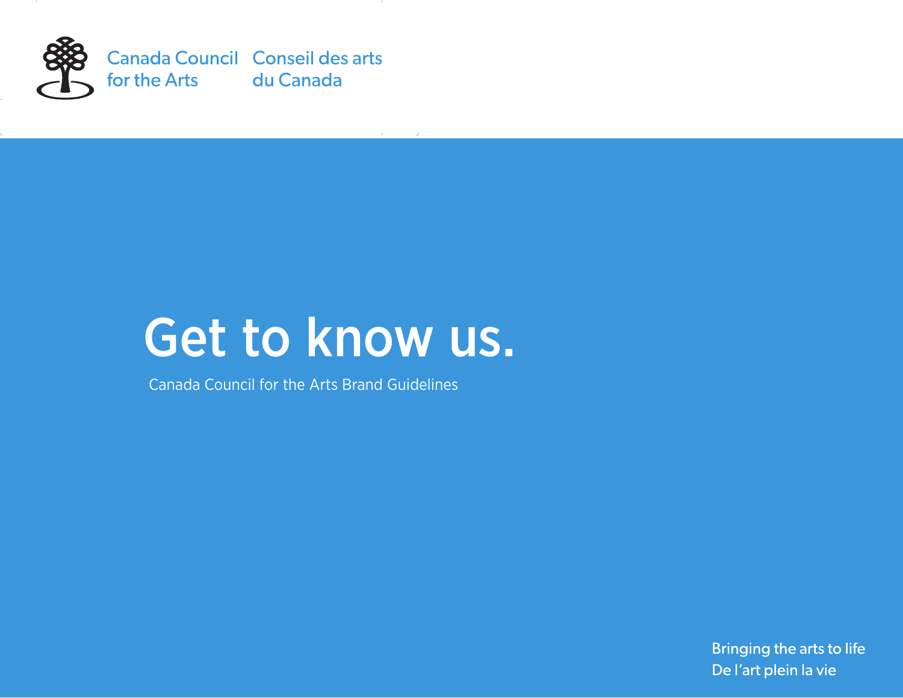Canada Council for the Arts | Conseil des arts du Canada

# Get to know us.

Canada Council for the Arts Brand Guidelines

Bringing the arts to life
De l'art plein la vie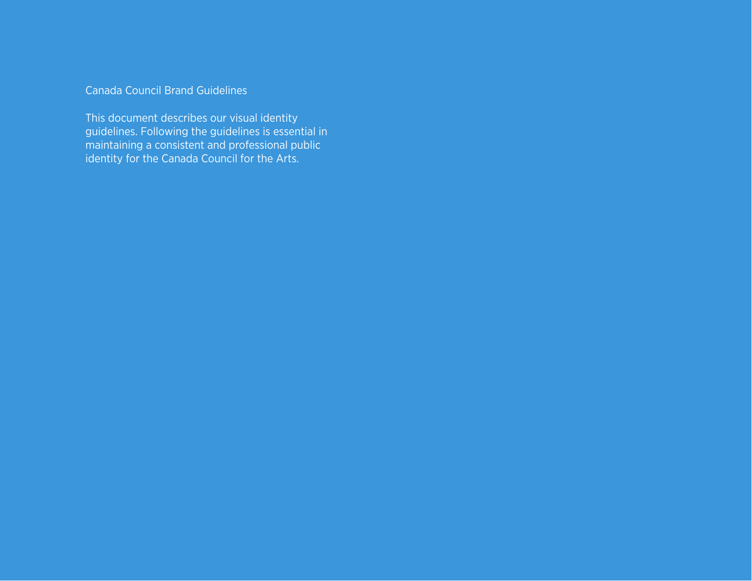Canada Council Brand Guidelines

This document describes our visual identity guidelines. Following the guidelines is essential in maintaining a consistent and professional public identity for the Canada Council for the Arts.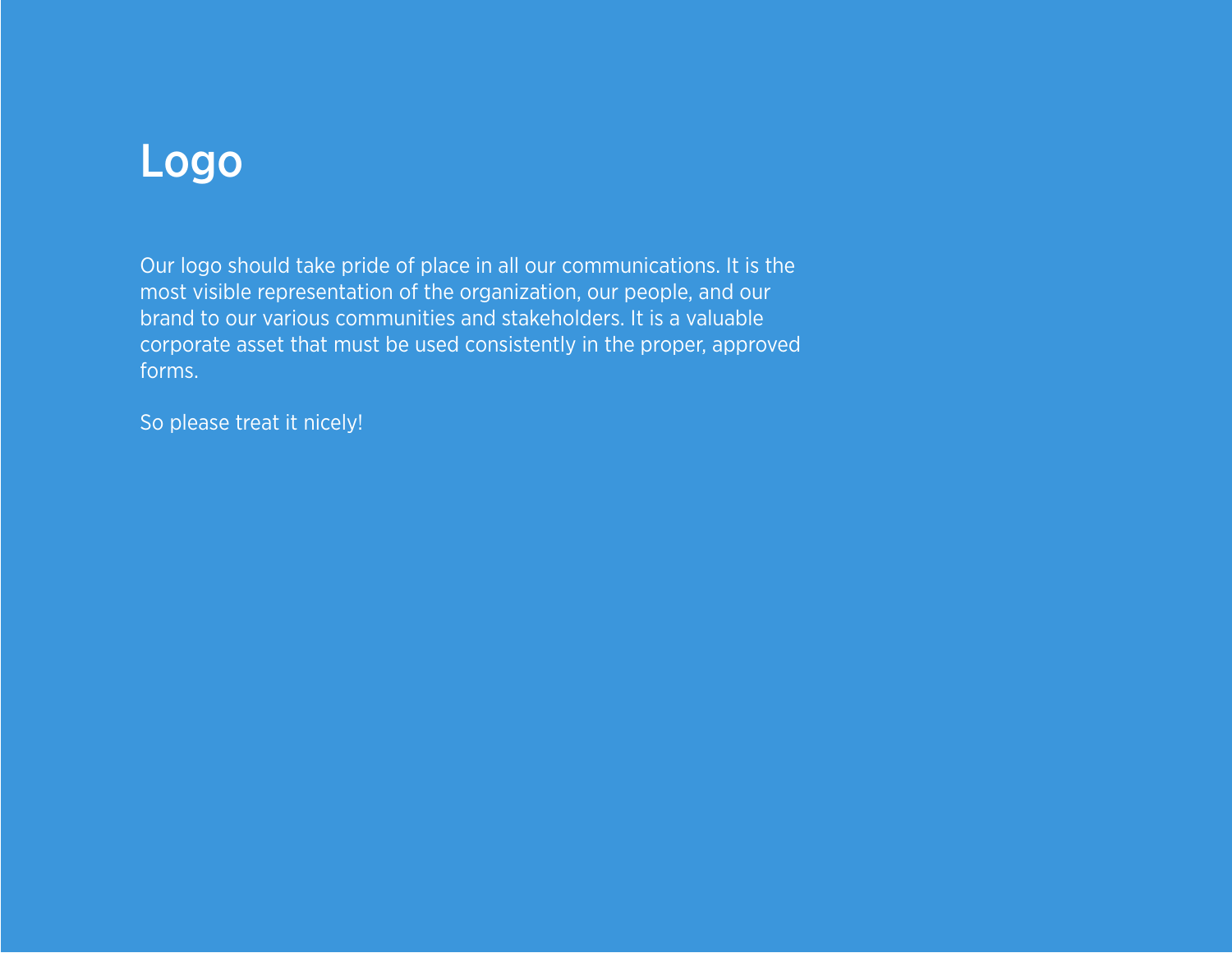# Logo

Our logo should take pride of place in all our communications. It is the most visible representation of the organization, our people, and our brand to our various communities and stakeholders. It is a valuable corporate asset that must be used consistently in the proper, approved forms.

So please treat it nicely!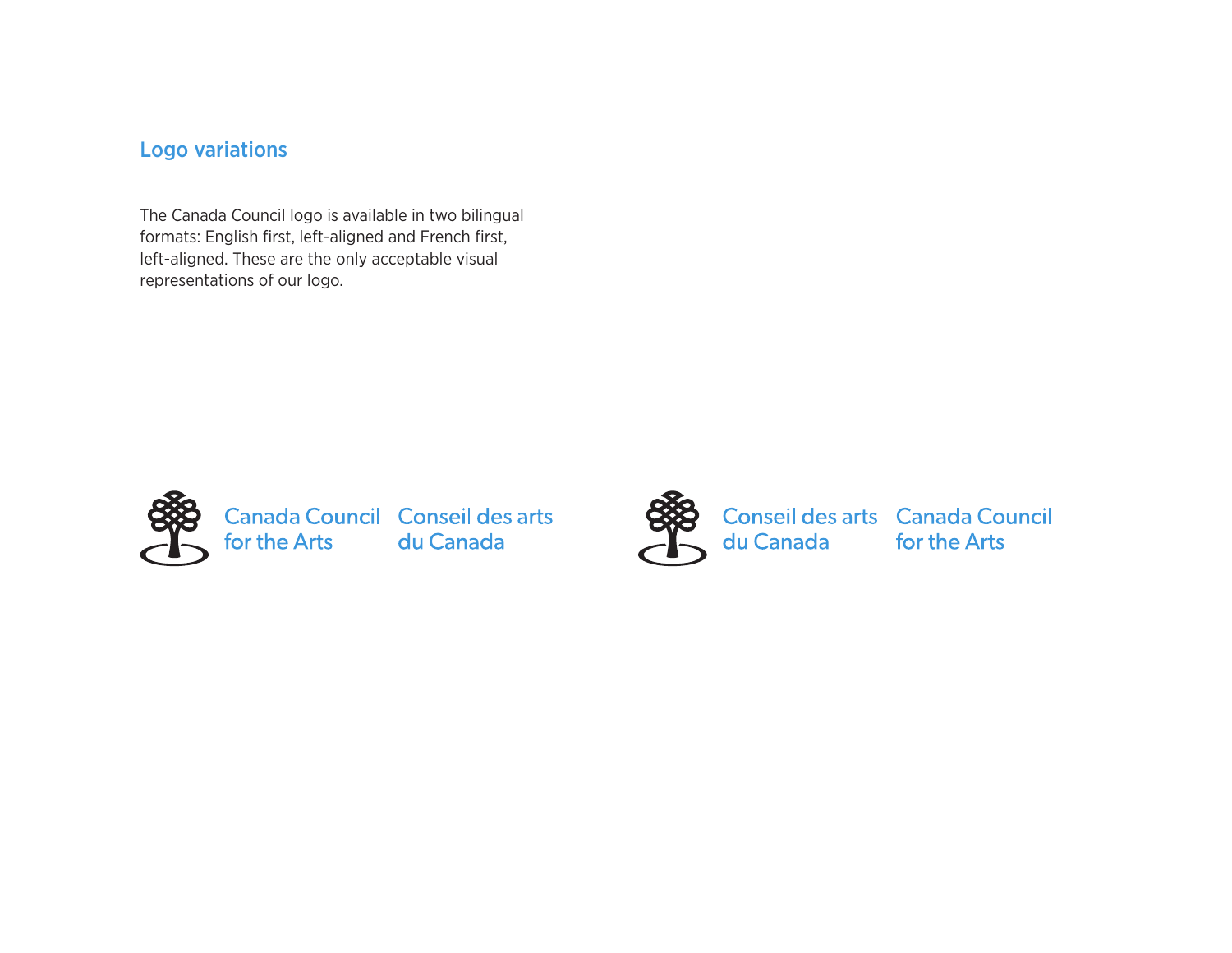## Logo variations

The Canada Council logo is available in two bilingual formats: English first, left-aligned and French first, left-aligned. These are the only acceptable visual representations of our logo.

Canada Council for the Arts  Conseil des arts du Canada

Conseil des arts du Canada  Canada Council for the Arts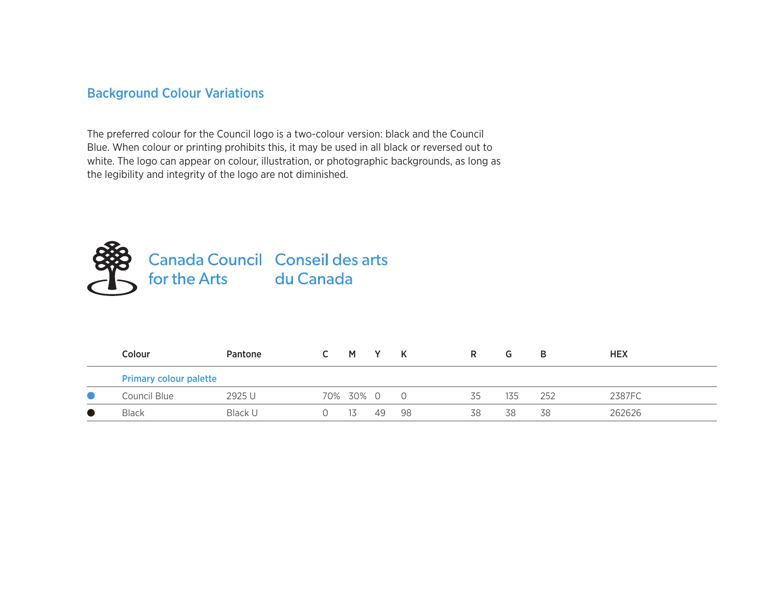## Background Colour Variations

The preferred colour for the Council logo is a two-colour version: black and the Council Blue. When colour or printing prohibits this, it may be used in all black or reversed out to white. The logo can appear on colour, illustration, or photographic backgrounds, as long as the legibility and integrity of the logo are not diminished.

Canada Council for the Arts    Conseil des arts du Canada

| | Colour | Pantone | C | M | Y | K | R | G | B | HEX |
|---|---|---|---|---|---|---|---|---|---|---|
| | **Primary colour palette** | | | | | | | | | |
| ● | Council Blue | 2925 U | 70% | 30% | 0 | 0 | 35 | 135 | 252 | 2387FC |
| ● | Black | Black U | 0 | 13 | 49 | 98 | 38 | 38 | 38 | 262626 |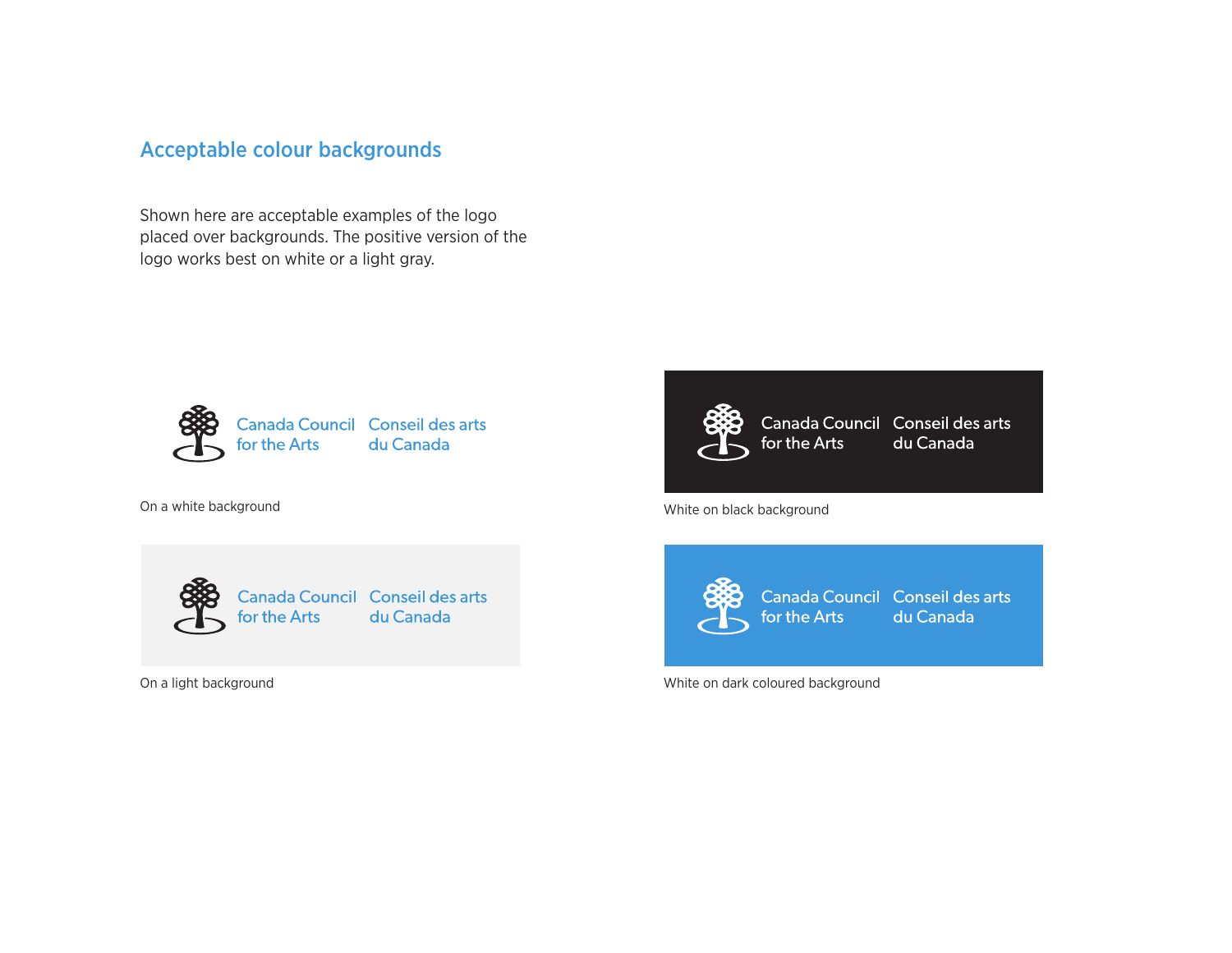## Acceptable colour backgrounds

Shown here are acceptable examples of the logo placed over backgrounds. The positive version of the logo works best on white or a light gray.

Canada Council for the Arts | Conseil des arts du Canada

On a white background

Canada Council for the Arts | Conseil des arts du Canada

White on black background

Canada Council for the Arts | Conseil des arts du Canada

On a light background

Canada Council for the Arts | Conseil des arts du Canada

White on dark coloured background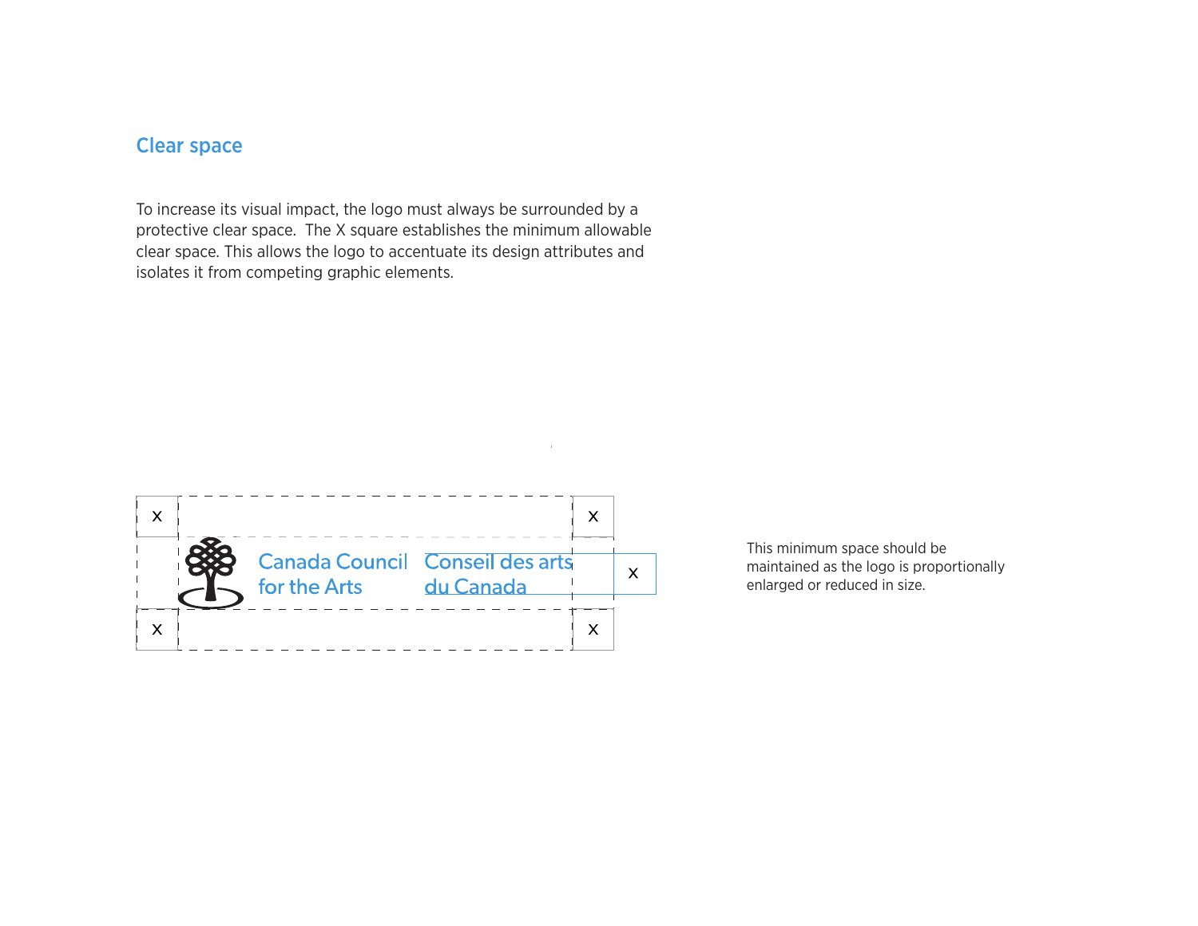## Clear space

To increase its visual impact, the logo must always be surrounded by a protective clear space. The X square establishes the minimum allowable clear space. This allows the logo to accentuate its design attributes and isolates it from competing graphic elements.

This minimum space should be maintained as the logo is proportionally enlarged or reduced in size.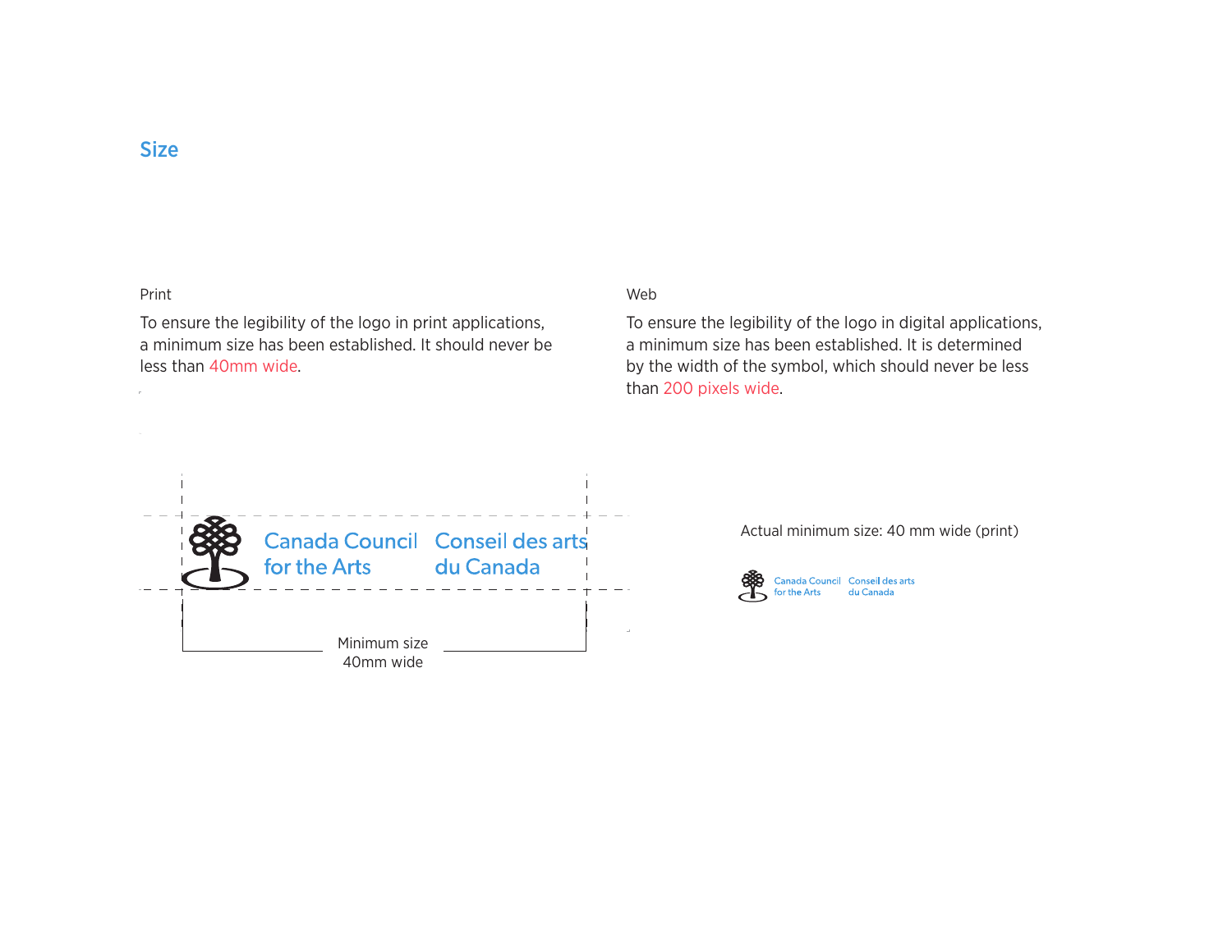## Size

Print

To ensure the legibility of the logo in print applications, a minimum size has been established. It should never be less than 40mm wide.

Web

To ensure the legibility of the logo in digital applications, a minimum size has been established. It is determined by the width of the symbol, which should never be less than 200 pixels wide.

Canada Council for the Arts    Conseil des arts du Canada

Minimum size 40mm wide

Actual minimum size: 40 mm wide (print)

Canada Council for the Arts    Conseil des arts du Canada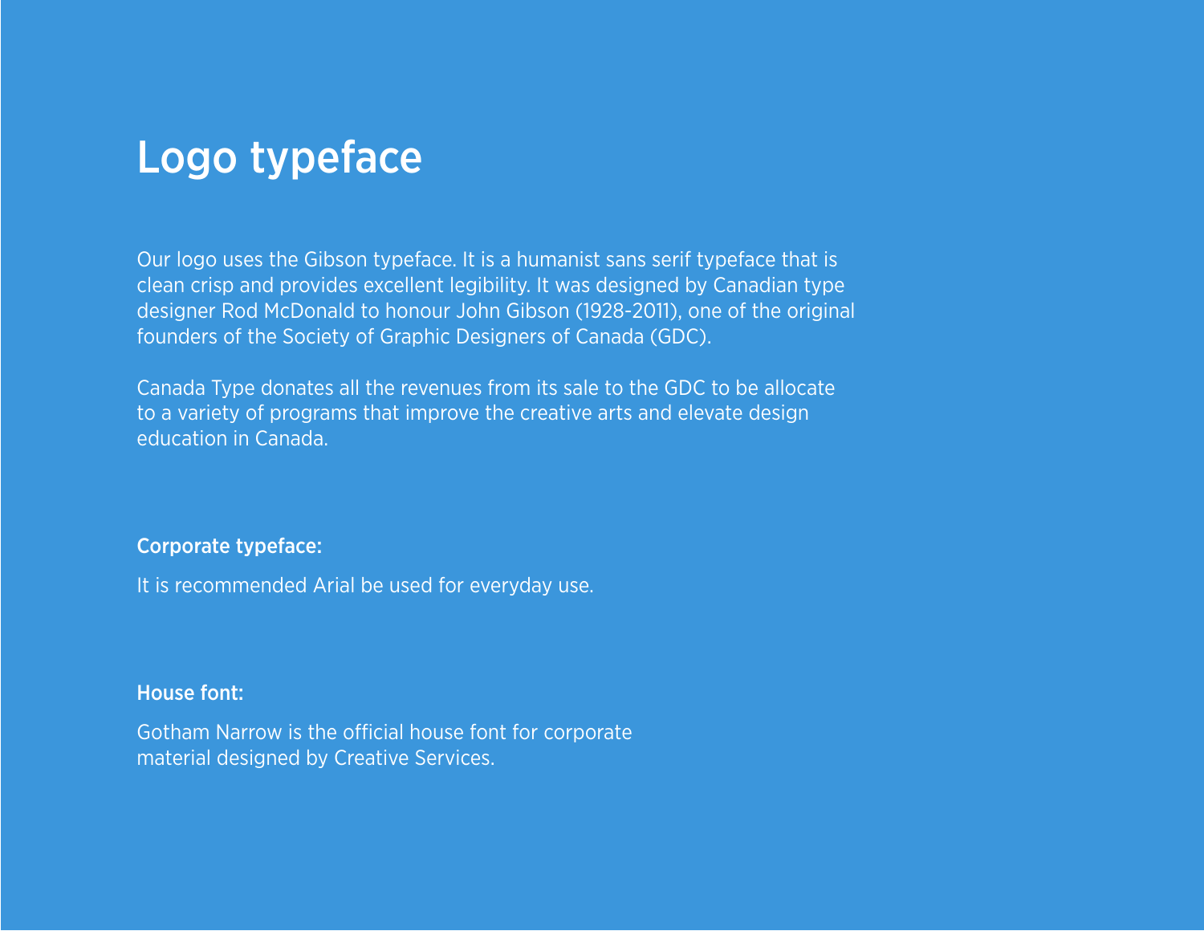# Logo typeface

Our logo uses the Gibson typeface. It is a humanist sans serif typeface that is clean crisp and provides excellent legibility. It was designed by Canadian type designer Rod McDonald to honour John Gibson (1928-2011), one of the original founders of the Society of Graphic Designers of Canada (GDC).

Canada Type donates all the revenues from its sale to the GDC to be allocate to a variety of programs that improve the creative arts and elevate design education in Canada.

**Corporate typeface:**

It is recommended Arial be used for everyday use.

**House font:**

Gotham Narrow is the official house font for corporate material designed by Creative Services.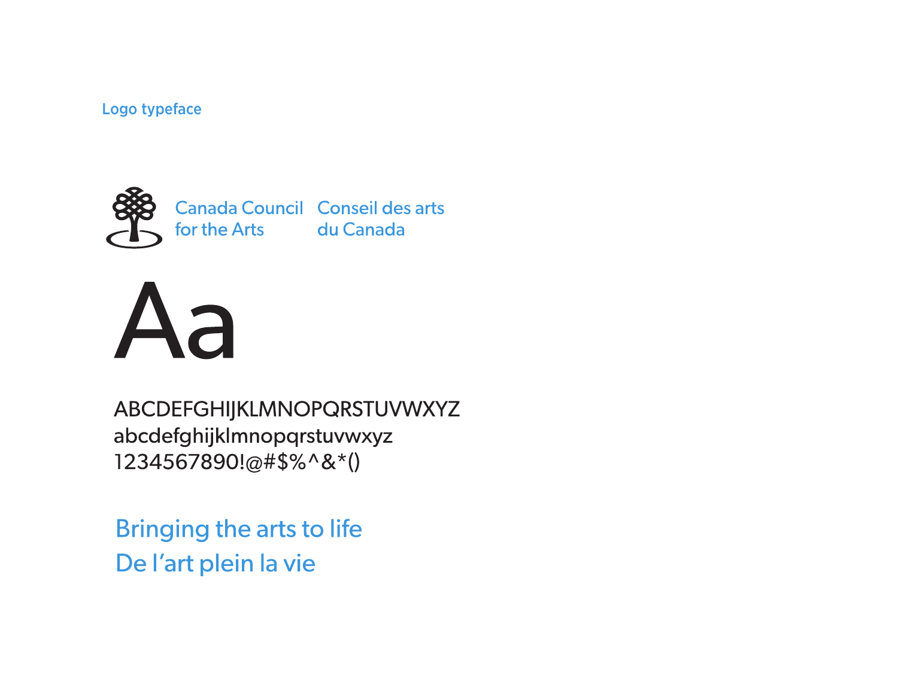## Logo typeface

Canada Council for the Arts
Conseil des arts du Canada

Aa

ABCDEFGHIJKLMNOPQRSTUVWXYZ
abcdefghijklmnopqrstuvwxyz
1234567890!@#$%^&*()

Bringing the arts to life
De l'art plein la vie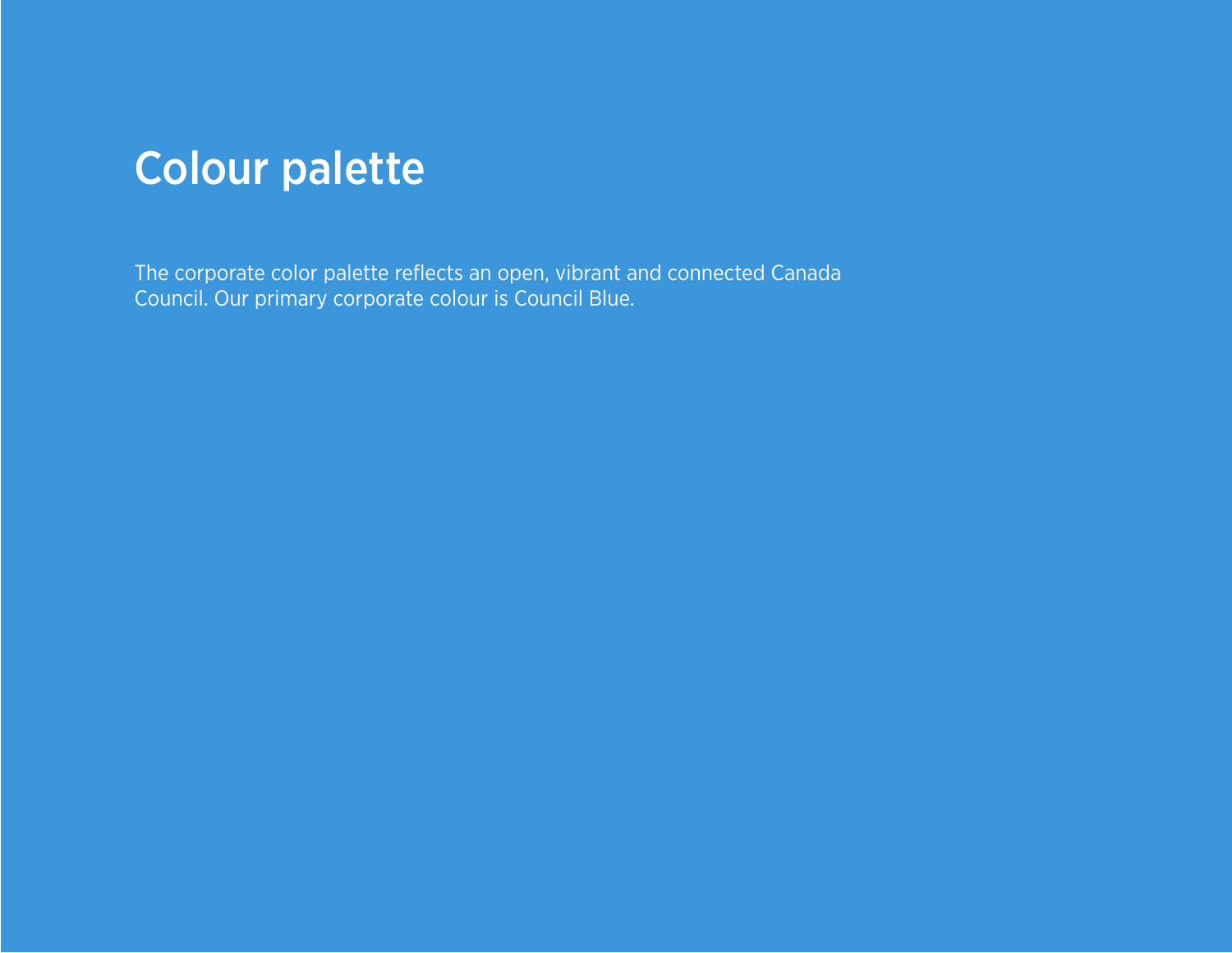# Colour palette

The corporate color palette reflects an open, vibrant and connected Canada Council. Our primary corporate colour is Council Blue.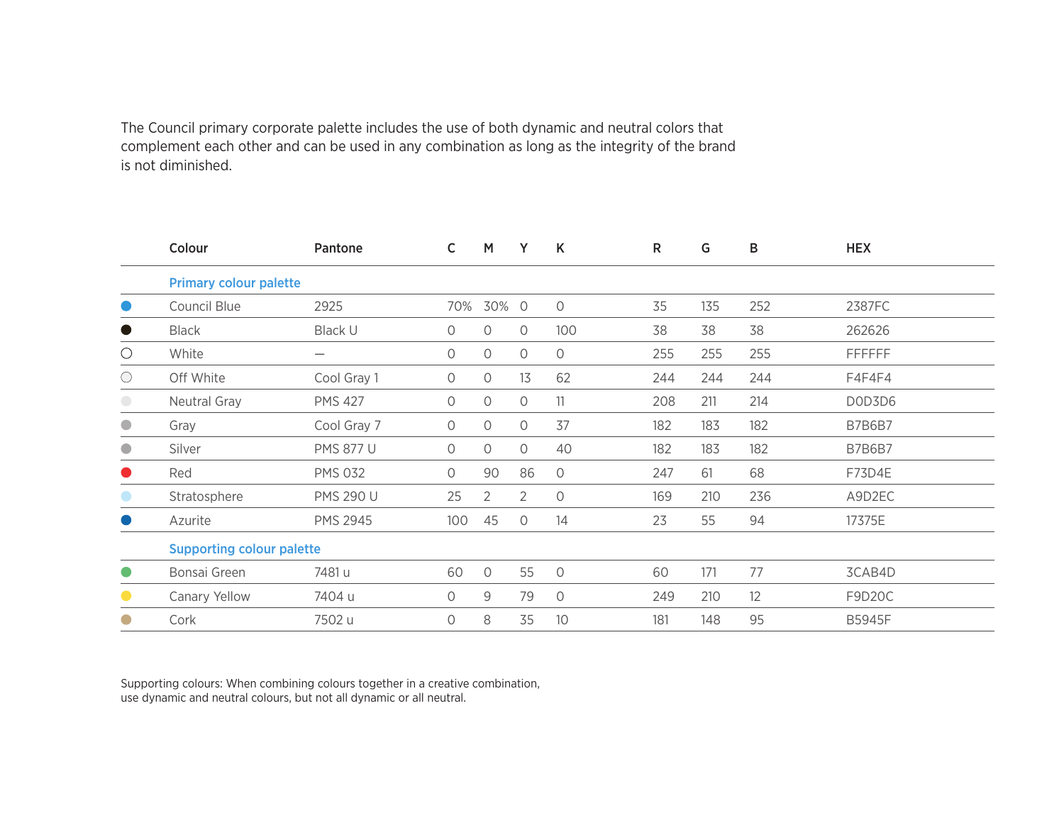The Council primary corporate palette includes the use of both dynamic and neutral colors that complement each other and can be used in any combination as long as the integrity of the brand is not diminished.

| Colour | Pantone | C | M | Y | K | R | G | B | HEX |
|---|---|---|---|---|---|---|---|---|---|
| **Primary colour palette** | | | | | | | | | |
| Council Blue | 2925 | 70% | 30% | 0 | 0 | 35 | 135 | 252 | 2387FC |
| Black | Black U | 0 | 0 | 0 | 100 | 38 | 38 | 38 | 262626 |
| White | — | 0 | 0 | 0 | 0 | 255 | 255 | 255 | FFFFFF |
| Off White | Cool Gray 1 | 0 | 0 | 13 | 62 | 244 | 244 | 244 | F4F4F4 |
| Neutral Gray | PMS 427 | 0 | 0 | 0 | 11 | 208 | 211 | 214 | D0D3D6 |
| Gray | Cool Gray 7 | 0 | 0 | 0 | 37 | 182 | 183 | 182 | B7B6B7 |
| Silver | PMS 877 U | 0 | 0 | 0 | 40 | 182 | 183 | 182 | B7B6B7 |
| Red | PMS 032 | 0 | 90 | 86 | 0 | 247 | 61 | 68 | F73D4E |
| Stratosphere | PMS 290 U | 25 | 2 | 2 | 0 | 169 | 210 | 236 | A9D2EC |
| Azurite | PMS 2945 | 100 | 45 | 0 | 14 | 23 | 55 | 94 | 17375E |
| **Supporting colour palette** | | | | | | | | | |
| Bonsai Green | 7481 u | 60 | 0 | 55 | 0 | 60 | 171 | 77 | 3CAB4D |
| Canary Yellow | 7404 u | 0 | 9 | 79 | 0 | 249 | 210 | 12 | F9D20C |
| Cork | 7502 u | 0 | 8 | 35 | 10 | 181 | 148 | 95 | B5945F |

Supporting colours: When combining colours together in a creative combination, use dynamic and neutral colours, but not all dynamic or all neutral.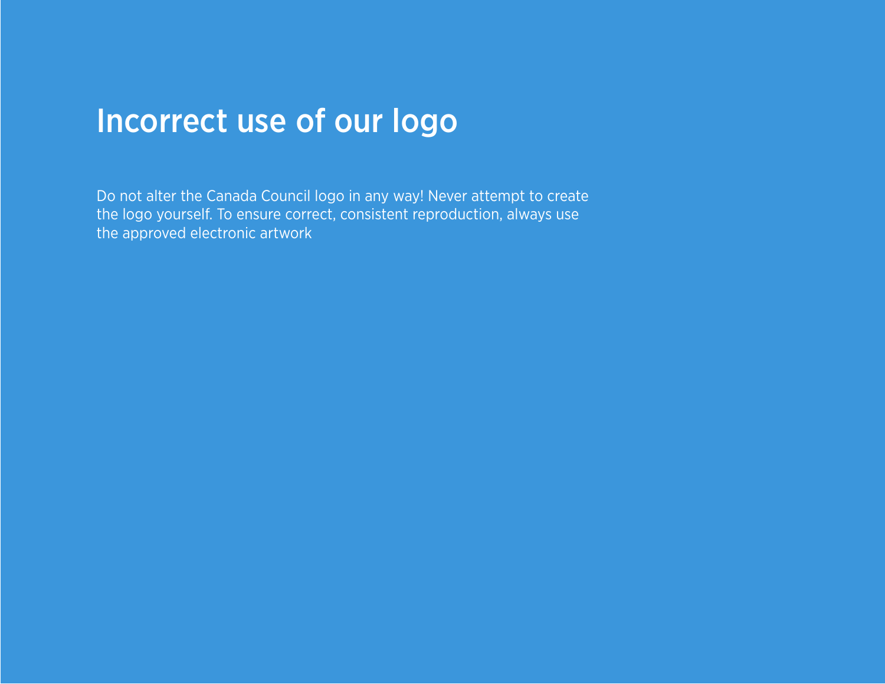# Incorrect use of our logo

Do not alter the Canada Council logo in any way! Never attempt to create the logo yourself. To ensure correct, consistent reproduction, always use the approved electronic artwork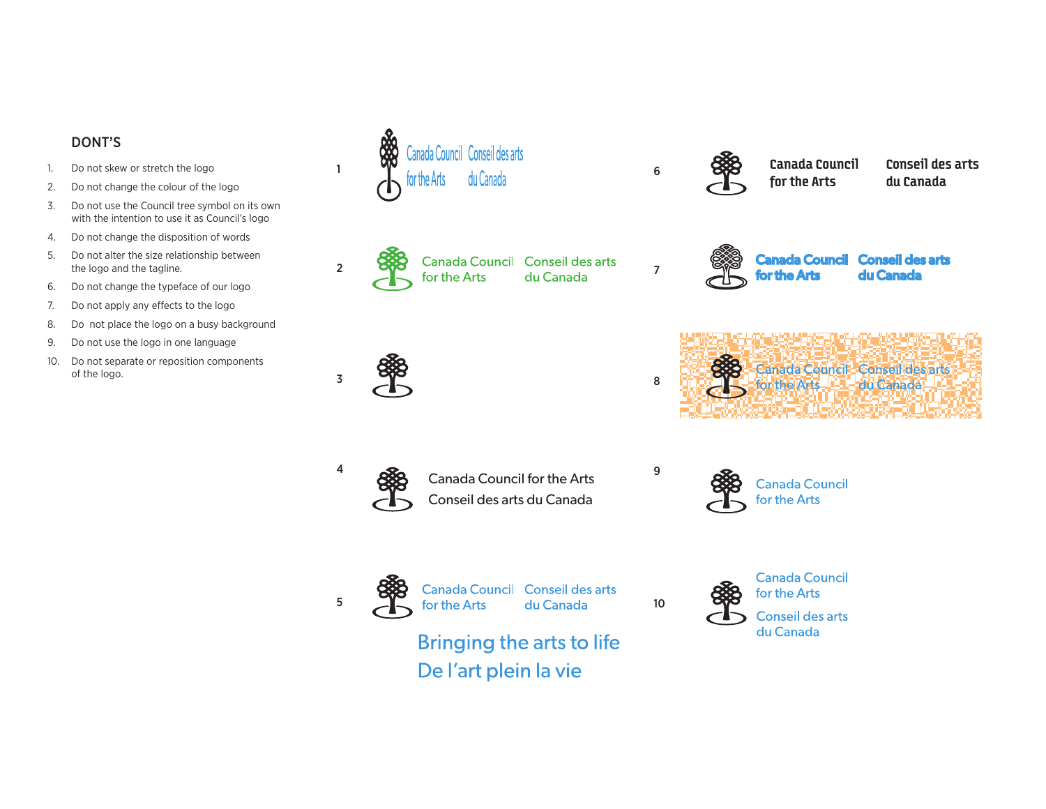## DONT'S

1. Do not skew or stretch the logo
2. Do not change the colour of the logo
3. Do not use the Council tree symbol on its own with the intention to use it as Council's logo
4. Do not change the disposition of words
5. Do not alter the size relationship between the logo and the tagline.
6. Do not change the typeface of our logo
7. Do not apply any effects to the logo
8. Do not place the logo on a busy background
9. Do not use the logo in one language
10. Do not separate or reposition components of the logo.

1 Canada Council for the Arts / Conseil des arts du Canada

2 Canada Council for the Arts / Conseil des arts du Canada

3

4 Canada Council for the Arts
Conseil des arts du Canada

5 Canada Council for the Arts / Conseil des arts du Canada
Bringing the arts to life
De l'art plein la vie

6 Canada Council for the Arts / Conseil des arts du Canada

7 Canada Council for the Arts / Conseil des arts du Canada

8 Canada Council for the Arts / Conseil des arts du Canada

9 Canada Council for the Arts

10 Canada Council for the Arts
Conseil des arts du Canada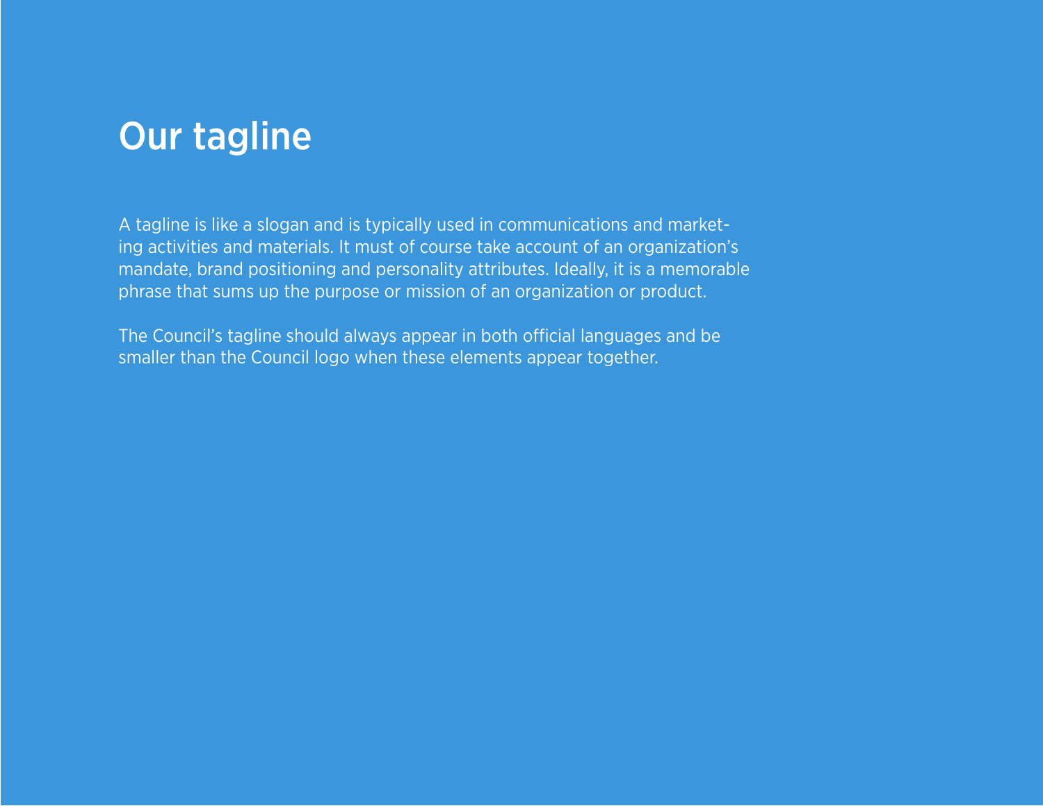# Our tagline

A tagline is like a slogan and is typically used in communications and marketing activities and materials. It must of course take account of an organization's mandate, brand positioning and personality attributes. Ideally, it is a memorable phrase that sums up the purpose or mission of an organization or product.

The Council's tagline should always appear in both official languages and be smaller than the Council logo when these elements appear together.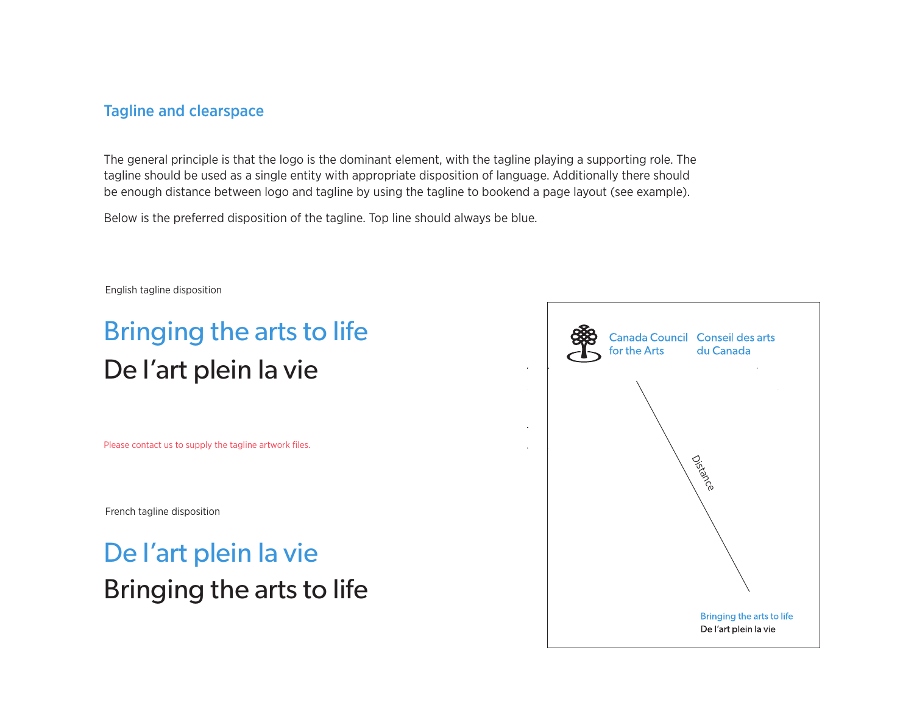## Tagline and clearspace

The general principle is that the logo is the dominant element, with the tagline playing a supporting role. The tagline should be used as a single entity with appropriate disposition of language. Additionally there should be enough distance between logo and tagline by using the tagline to bookend a page layout (see example).

Below is the preferred disposition of the tagline. Top line should always be blue.

English tagline disposition

Bringing the arts to life
De l'art plein la vie

Please contact us to supply the tagline artwork files.

French tagline disposition

De l'art plein la vie
Bringing the arts to life

Canada Council for the Arts | Conseil des arts du Canada

Distance

Bringing the arts to life
De l'art plein la vie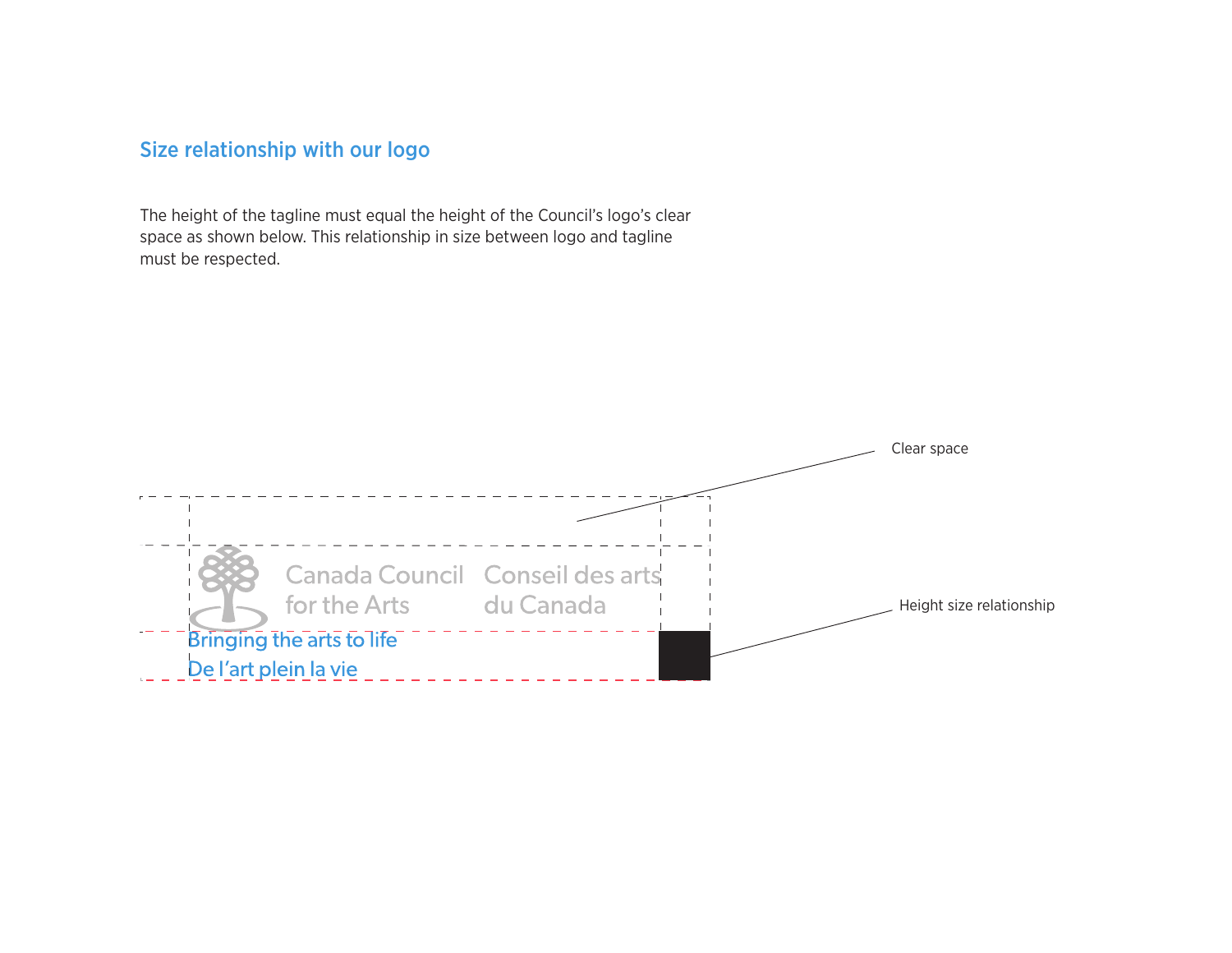## Size relationship with our logo

The height of the tagline must equal the height of the Council's logo's clear space as shown below. This relationship in size between logo and tagline must be respected.

Canada Council for the Arts
Conseil des arts du Canada

Bringing the arts to life
De l'art plein la vie

Clear space

Height size relationship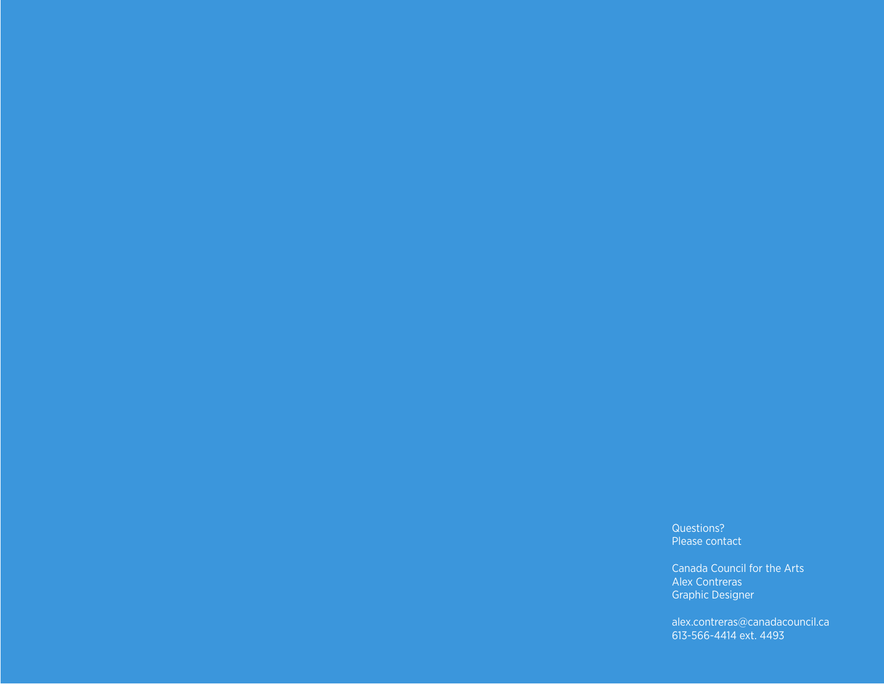Questions?
Please contact

Canada Council for the Arts
Alex Contreras
Graphic Designer

alex.contreras@canadacouncil.ca
613-566-4414 ext. 4493